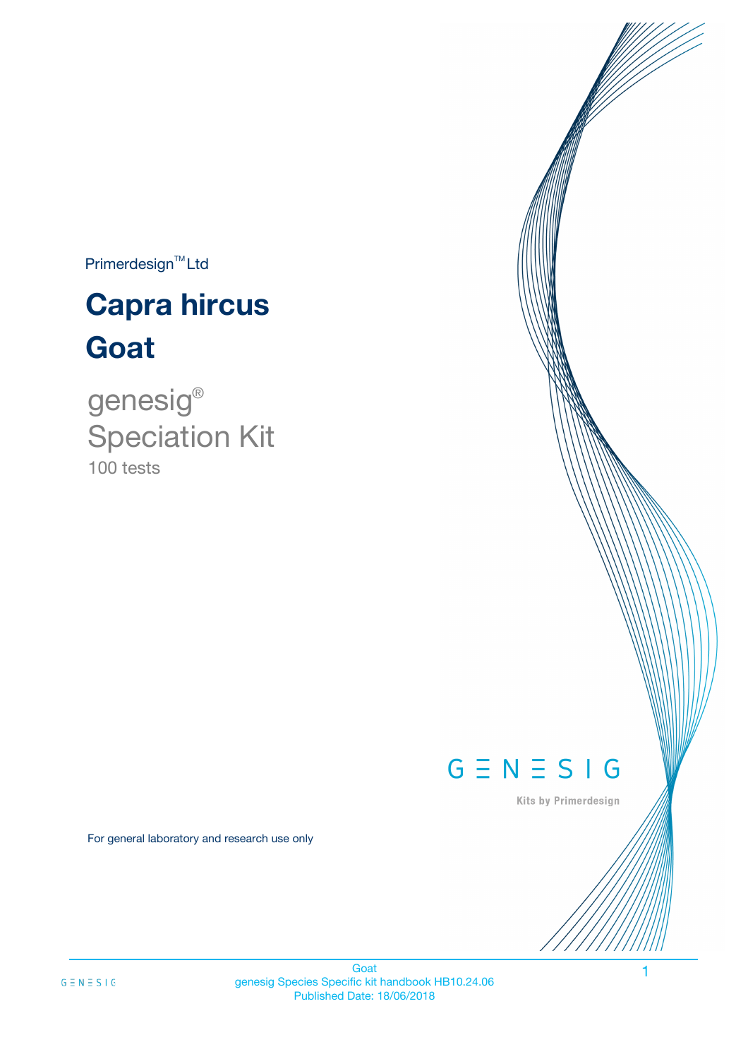Primerdesign™ Ltd

# Capra hircus

# Goat

genesig®
Speciation Kit
100 tests

GENESIG

Kits by Primerdesign

For general laboratory and research use only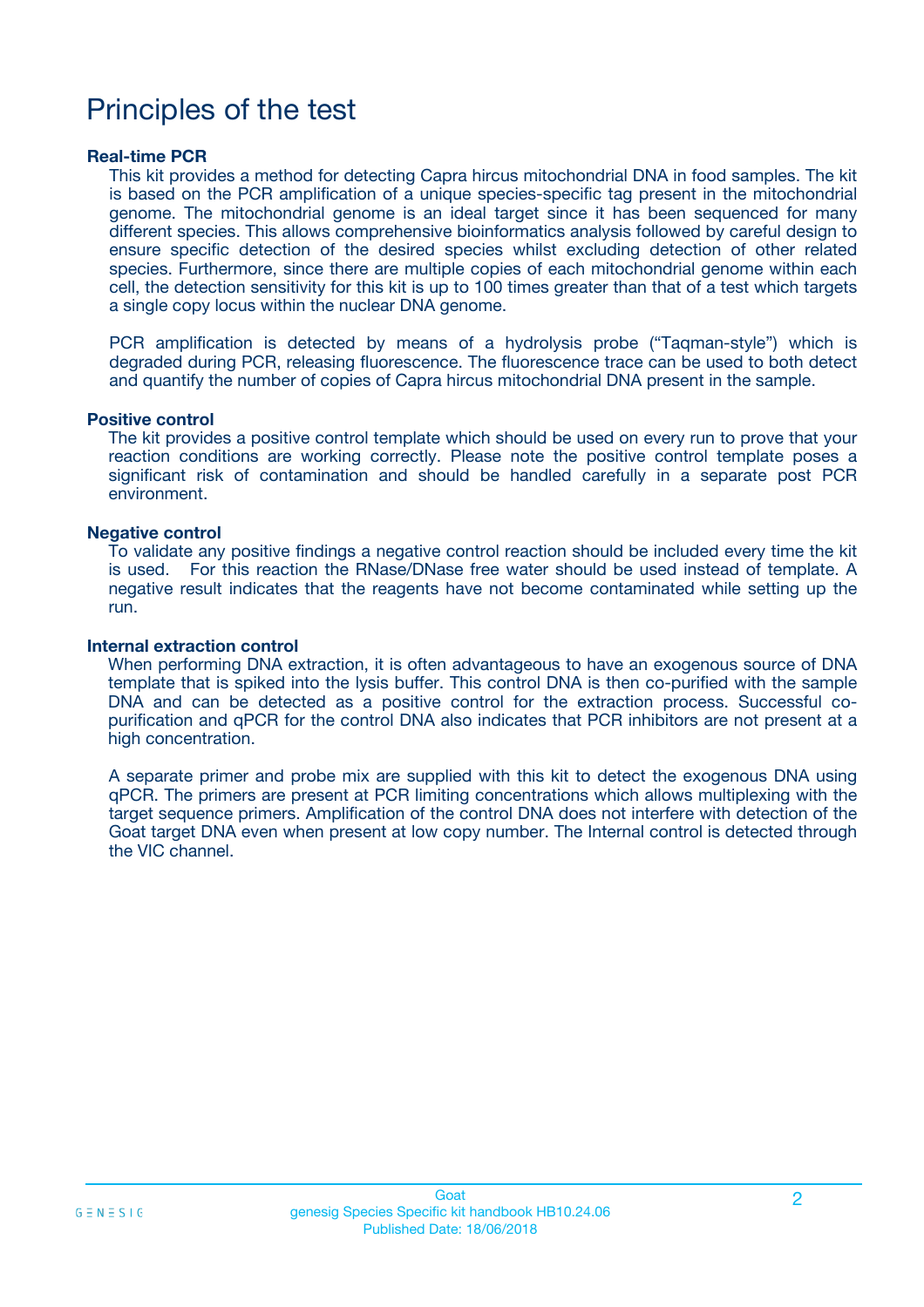# Principles of the test

**Real-time PCR**

This kit provides a method for detecting Capra hircus mitochondrial DNA in food samples. The kit is based on the PCR amplification of a unique species-specific tag present in the mitochondrial genome. The mitochondrial genome is an ideal target since it has been sequenced for many different species. This allows comprehensive bioinformatics analysis followed by careful design to ensure specific detection of the desired species whilst excluding detection of other related species. Furthermore, since there are multiple copies of each mitochondrial genome within each cell, the detection sensitivity for this kit is up to 100 times greater than that of a test which targets a single copy locus within the nuclear DNA genome.

PCR amplification is detected by means of a hydrolysis probe ("Taqman-style") which is degraded during PCR, releasing fluorescence. The fluorescence trace can be used to both detect and quantify the number of copies of Capra hircus mitochondrial DNA present in the sample.

**Positive control**

The kit provides a positive control template which should be used on every run to prove that your reaction conditions are working correctly. Please note the positive control template poses a significant risk of contamination and should be handled carefully in a separate post PCR environment.

**Negative control**

To validate any positive findings a negative control reaction should be included every time the kit is used. For this reaction the RNase/DNase free water should be used instead of template. A negative result indicates that the reagents have not become contaminated while setting up the run.

**Internal extraction control**

When performing DNA extraction, it is often advantageous to have an exogenous source of DNA template that is spiked into the lysis buffer. This control DNA is then co-purified with the sample DNA and can be detected as a positive control for the extraction process. Successful co-purification and qPCR for the control DNA also indicates that PCR inhibitors are not present at a high concentration.

A separate primer and probe mix are supplied with this kit to detect the exogenous DNA using qPCR. The primers are present at PCR limiting concentrations which allows multiplexing with the target sequence primers. Amplification of the control DNA does not interfere with detection of the Goat target DNA even when present at low copy number. The Internal control is detected through the VIC channel.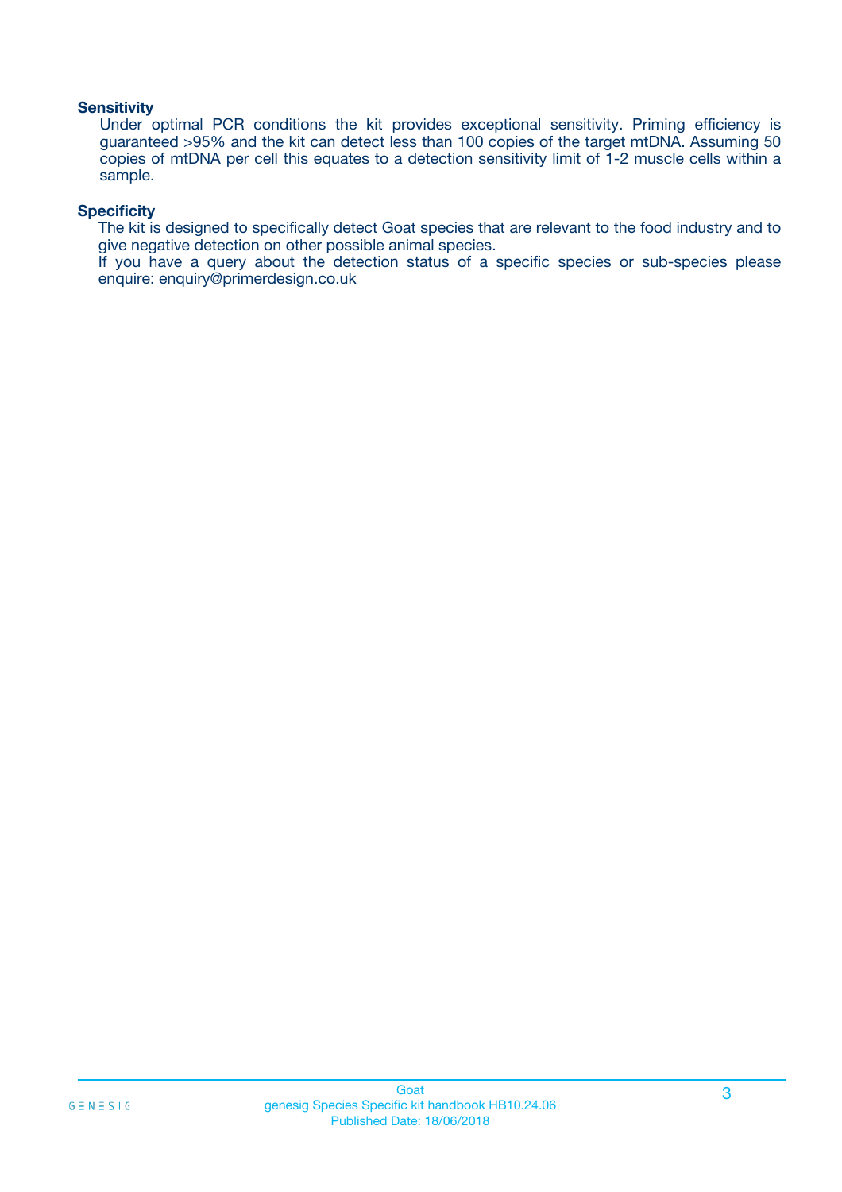### Sensitivity

Under optimal PCR conditions the kit provides exceptional sensitivity. Priming efficiency is guaranteed >95% and the kit can detect less than 100 copies of the target mtDNA. Assuming 50 copies of mtDNA per cell this equates to a detection sensitivity limit of 1-2 muscle cells within a sample.

### Specificity

The kit is designed to specifically detect Goat species that are relevant to the food industry and to give negative detection on other possible animal species.
If you have a query about the detection status of a specific species or sub-species please enquire: enquiry@primerdesign.co.uk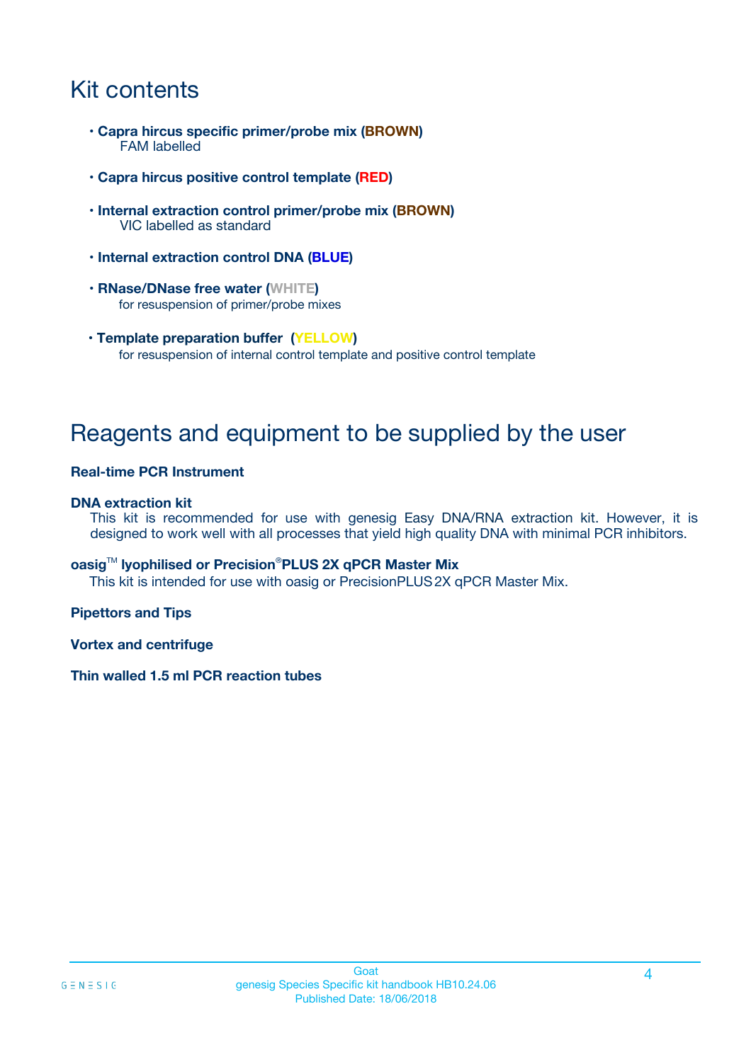# Kit contents

- **Capra hircus specific primer/probe mix (BROWN)**
  FAM labelled
- **Capra hircus positive control template (RED)**
- **Internal extraction control primer/probe mix (BROWN)**
  VIC labelled as standard
- **Internal extraction control DNA (BLUE)**
- **RNase/DNase free water (WHITE)**
  for resuspension of primer/probe mixes
- **Template preparation buffer (YELLOW)**
  for resuspension of internal control template and positive control template

# Reagents and equipment to be supplied by the user

**Real-time PCR Instrument**

**DNA extraction kit**
This kit is recommended for use with genesig Easy DNA/RNA extraction kit. However, it is designed to work well with all processes that yield high quality DNA with minimal PCR inhibitors.

**oasig™ lyophilised or Precision®PLUS 2X qPCR Master Mix**
This kit is intended for use with oasig or PrecisionPLUS 2X qPCR Master Mix.

**Pipettors and Tips**

**Vortex and centrifuge**

**Thin walled 1.5 ml PCR reaction tubes**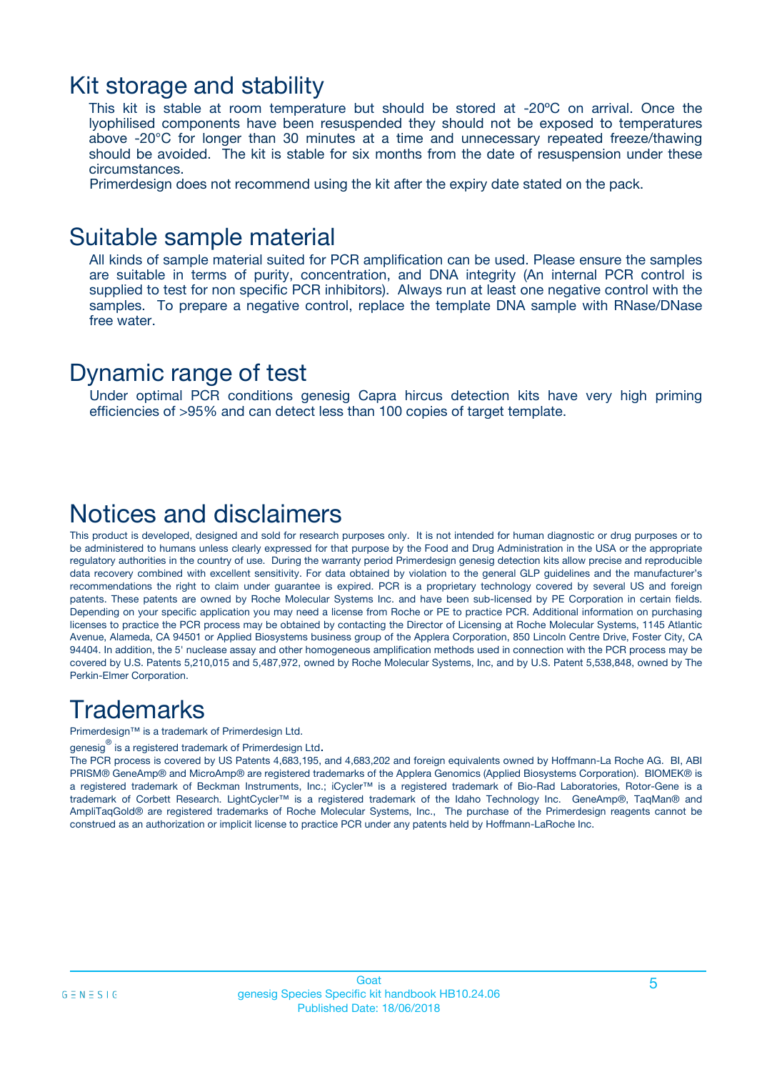## Kit storage and stability

This kit is stable at room temperature but should be stored at -20ºC on arrival. Once the lyophilised components have been resuspended they should not be exposed to temperatures above -20°C for longer than 30 minutes at a time and unnecessary repeated freeze/thawing should be avoided. The kit is stable for six months from the date of resuspension under these circumstances.

Primerdesign does not recommend using the kit after the expiry date stated on the pack.

## Suitable sample material

All kinds of sample material suited for PCR amplification can be used. Please ensure the samples are suitable in terms of purity, concentration, and DNA integrity (An internal PCR control is supplied to test for non specific PCR inhibitors). Always run at least one negative control with the samples. To prepare a negative control, replace the template DNA sample with RNase/DNase free water.

## Dynamic range of test

Under optimal PCR conditions genesig Capra hircus detection kits have very high priming efficiencies of >95% and can detect less than 100 copies of target template.

## Notices and disclaimers

This product is developed, designed and sold for research purposes only. It is not intended for human diagnostic or drug purposes or to be administered to humans unless clearly expressed for that purpose by the Food and Drug Administration in the USA or the appropriate regulatory authorities in the country of use. During the warranty period Primerdesign genesig detection kits allow precise and reproducible data recovery combined with excellent sensitivity. For data obtained by violation to the general GLP guidelines and the manufacturer's recommendations the right to claim under guarantee is expired. PCR is a proprietary technology covered by several US and foreign patents. These patents are owned by Roche Molecular Systems Inc. and have been sub-licensed by PE Corporation in certain fields. Depending on your specific application you may need a license from Roche or PE to practice PCR. Additional information on purchasing licenses to practice the PCR process may be obtained by contacting the Director of Licensing at Roche Molecular Systems, 1145 Atlantic Avenue, Alameda, CA 94501 or Applied Biosystems business group of the Applera Corporation, 850 Lincoln Centre Drive, Foster City, CA 94404. In addition, the 5' nuclease assay and other homogeneous amplification methods used in connection with the PCR process may be covered by U.S. Patents 5,210,015 and 5,487,972, owned by Roche Molecular Systems, Inc, and by U.S. Patent 5,538,848, owned by The Perkin-Elmer Corporation.

## Trademarks

Primerdesign™ is a trademark of Primerdesign Ltd.

genesig® is a registered trademark of Primerdesign Ltd.

The PCR process is covered by US Patents 4,683,195, and 4,683,202 and foreign equivalents owned by Hoffmann-La Roche AG. BI, ABI PRISM® GeneAmp® and MicroAmp® are registered trademarks of the Applera Genomics (Applied Biosystems Corporation). BIOMEK® is a registered trademark of Beckman Instruments, Inc.; iCycler™ is a registered trademark of Bio-Rad Laboratories, Rotor-Gene is a trademark of Corbett Research. LightCycler™ is a registered trademark of the Idaho Technology Inc. GeneAmp®, TaqMan® and AmpliTaqGold® are registered trademarks of Roche Molecular Systems, Inc., The purchase of the Primerdesign reagents cannot be construed as an authorization or implicit license to practice PCR under any patents held by Hoffmann-LaRoche Inc.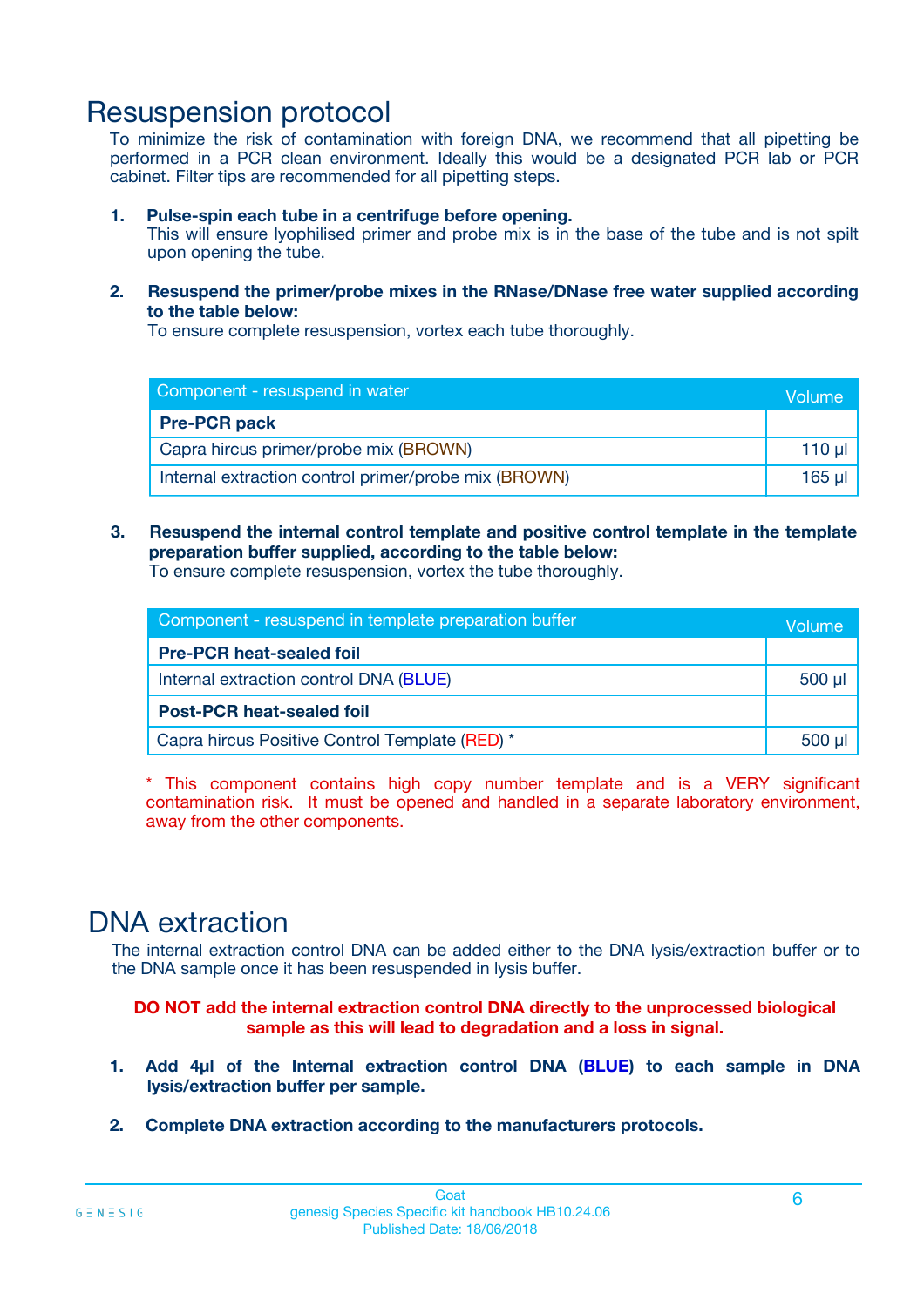# Resuspension protocol

To minimize the risk of contamination with foreign DNA, we recommend that all pipetting be performed in a PCR clean environment. Ideally this would be a designated PCR lab or PCR cabinet. Filter tips are recommended for all pipetting steps.

1. **Pulse-spin each tube in a centrifuge before opening.**
   This will ensure lyophilised primer and probe mix is in the base of the tube and is not spilt upon opening the tube.

2. **Resuspend the primer/probe mixes in the RNase/DNase free water supplied according to the table below:**
   To ensure complete resuspension, vortex each tube thoroughly.

| Component - resuspend in water | Volume |
|---|---|
| **Pre-PCR pack** | |
| Capra hircus primer/probe mix (BROWN) | 110 µl |
| Internal extraction control primer/probe mix (BROWN) | 165 µl |

3. **Resuspend the internal control template and positive control template in the template preparation buffer supplied, according to the table below:**
   To ensure complete resuspension, vortex the tube thoroughly.

| Component - resuspend in template preparation buffer | Volume |
|---|---|
| **Pre-PCR heat-sealed foil** | |
| Internal extraction control DNA (BLUE) | 500 µl |
| **Post-PCR heat-sealed foil** | |
| Capra hircus Positive Control Template (RED) * | 500 µl |

* This component contains high copy number template and is a VERY significant contamination risk. It must be opened and handled in a separate laboratory environment, away from the other components.

# DNA extraction

The internal extraction control DNA can be added either to the DNA lysis/extraction buffer or to the DNA sample once it has been resuspended in lysis buffer.

**DO NOT add the internal extraction control DNA directly to the unprocessed biological sample as this will lead to degradation and a loss in signal.**

1. **Add 4µl of the Internal extraction control DNA (BLUE) to each sample in DNA lysis/extraction buffer per sample.**

2. **Complete DNA extraction according to the manufacturers protocols.**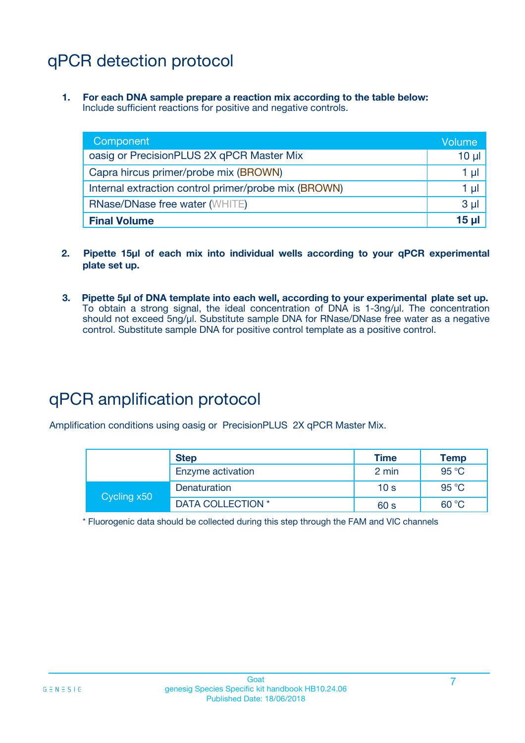# qPCR detection protocol

1. **For each DNA sample prepare a reaction mix according to the table below:** Include sufficient reactions for positive and negative controls.

| Component | Volume |
|---|---|
| oasig or PrecisionPLUS 2X qPCR Master Mix | 10 µl |
| Capra hircus primer/probe mix (BROWN) | 1 µl |
| Internal extraction control primer/probe mix (BROWN) | 1 µl |
| RNase/DNase free water (WHITE) | 3 µl |
| **Final Volume** | **15 µl** |

2. **Pipette 15µl of each mix into individual wells according to your qPCR experimental plate set up.**

3. **Pipette 5µl of DNA template into each well, according to your experimental plate set up.** To obtain a strong signal, the ideal concentration of DNA is 1-3ng/µl. The concentration should not exceed 5ng/µl. Substitute sample DNA for RNase/DNase free water as a negative control. Substitute sample DNA for positive control template as a positive control.

# qPCR amplification protocol

Amplification conditions using oasig or PrecisionPLUS 2X qPCR Master Mix.

| | Step | Time | Temp |
|---|---|---|---|
| | Enzyme activation | 2 min | 95 °C |
| Cycling x50 | Denaturation | 10 s | 95 °C |
| | DATA COLLECTION * | 60 s | 60 °C |

* Fluorogenic data should be collected during this step through the FAM and VIC channels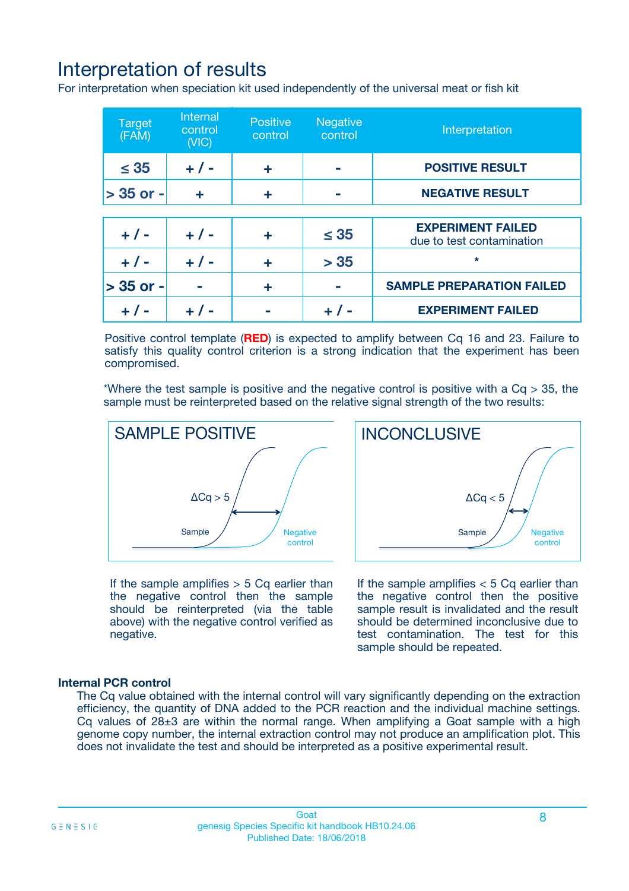# Interpretation of results

For interpretation when speciation kit used independently of the universal meat or fish kit

| Target (FAM) | Internal control (VIC) | Positive control | Negative control | Interpretation |
|---|---|---|---|---|
| ≤ 35 | + / - | + | - | **POSITIVE RESULT** |
| > 35 or - | + | + | - | **NEGATIVE RESULT** |
| + / - | + / - | + | ≤ 35 | **EXPERIMENT FAILED** due to test contamination |
| + / - | + / - | + | > 35 | * |
| > 35 or - | - | + | - | **SAMPLE PREPARATION FAILED** |
| + / - | + / - | - | + / - | **EXPERIMENT FAILED** |

Positive control template (**RED**) is expected to amplify between Cq 16 and 23. Failure to satisfy this quality control criterion is a strong indication that the experiment has been compromised.

*Where the test sample is positive and the negative control is positive with a Cq > 35, the sample must be reinterpreted based on the relative signal strength of the two results:

**SAMPLE POSITIVE**

$\Delta Cq > 5$

Sample — Negative control

If the sample amplifies > 5 Cq earlier than the negative control then the sample should be reinterpreted (via the table above) with the negative control verified as negative.

**INCONCLUSIVE**

$\Delta Cq < 5$

Sample — Negative control

If the sample amplifies < 5 Cq earlier than the negative control then the positive sample result is invalidated and the result should be determined inconclusive due to test contamination. The test for this sample should be repeated.

### Internal PCR control

The Cq value obtained with the internal control will vary significantly depending on the extraction efficiency, the quantity of DNA added to the PCR reaction and the individual machine settings. Cq values of 28±3 are within the normal range. When amplifying a Goat sample with a high genome copy number, the internal extraction control may not produce an amplification plot. This does not invalidate the test and should be interpreted as a positive experimental result.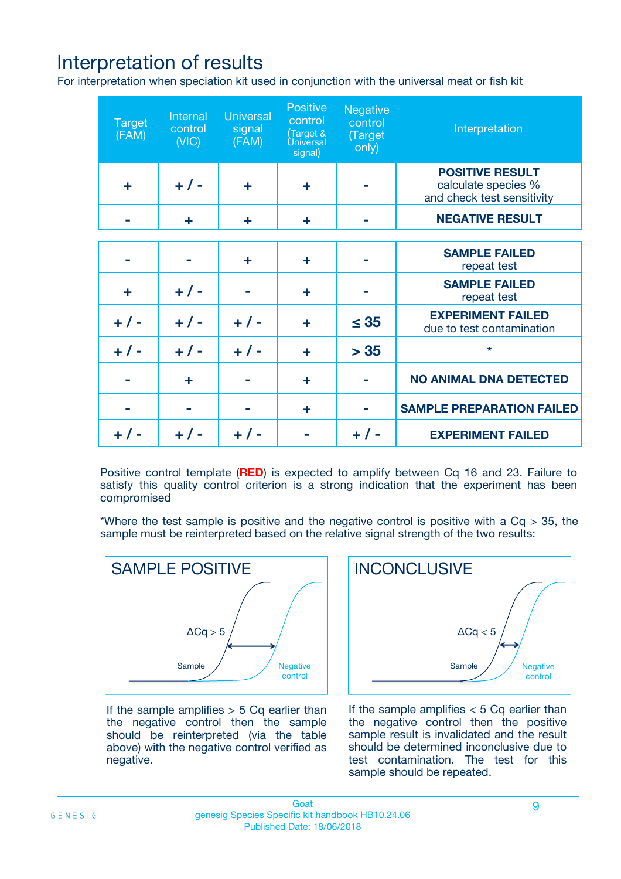# Interpretation of results

For interpretation when speciation kit used in conjunction with the universal meat or fish kit

| Target (FAM) | Internal control (VIC) | Universal signal (FAM) | Positive control (Target & Universal signal) | Negative control (Target only) | Interpretation |
|---|---|---|---|---|---|
| + | + / - | + | + | - | **POSITIVE RESULT** calculate species % and check test sensitivity |
| - | + | + | + | - | **NEGATIVE RESULT** |
| - | - | + | + | - | **SAMPLE FAILED** repeat test |
| + | + / - | - | + | - | **SAMPLE FAILED** repeat test |
| + / - | + / - | + / - | + | ≤ 35 | **EXPERIMENT FAILED** due to test contamination |
| + / - | + / - | + / - | + | > 35 | * |
| - | + | - | + | - | **NO ANIMAL DNA DETECTED** |
| - | - | - | + | - | **SAMPLE PREPARATION FAILED** |
| + / - | + / - | + / - | - | + / - | **EXPERIMENT FAILED** |

Positive control template (**RED**) is expected to amplify between Cq 16 and 23. Failure to satisfy this quality control criterion is a strong indication that the experiment has been compromised

*Where the test sample is positive and the negative control is positive with a Cq > 35, the sample must be reinterpreted based on the relative signal strength of the two results:

**SAMPLE POSITIVE**

ΔCq > 5

Sample

Negative control

If the sample amplifies > 5 Cq earlier than the negative control then the sample should be reinterpreted (via the table above) with the negative control verified as negative.

**INCONCLUSIVE**

ΔCq < 5

Sample

Negative control

If the sample amplifies < 5 Cq earlier than the negative control then the positive sample result is invalidated and the result should be determined inconclusive due to test contamination. The test for this sample should be repeated.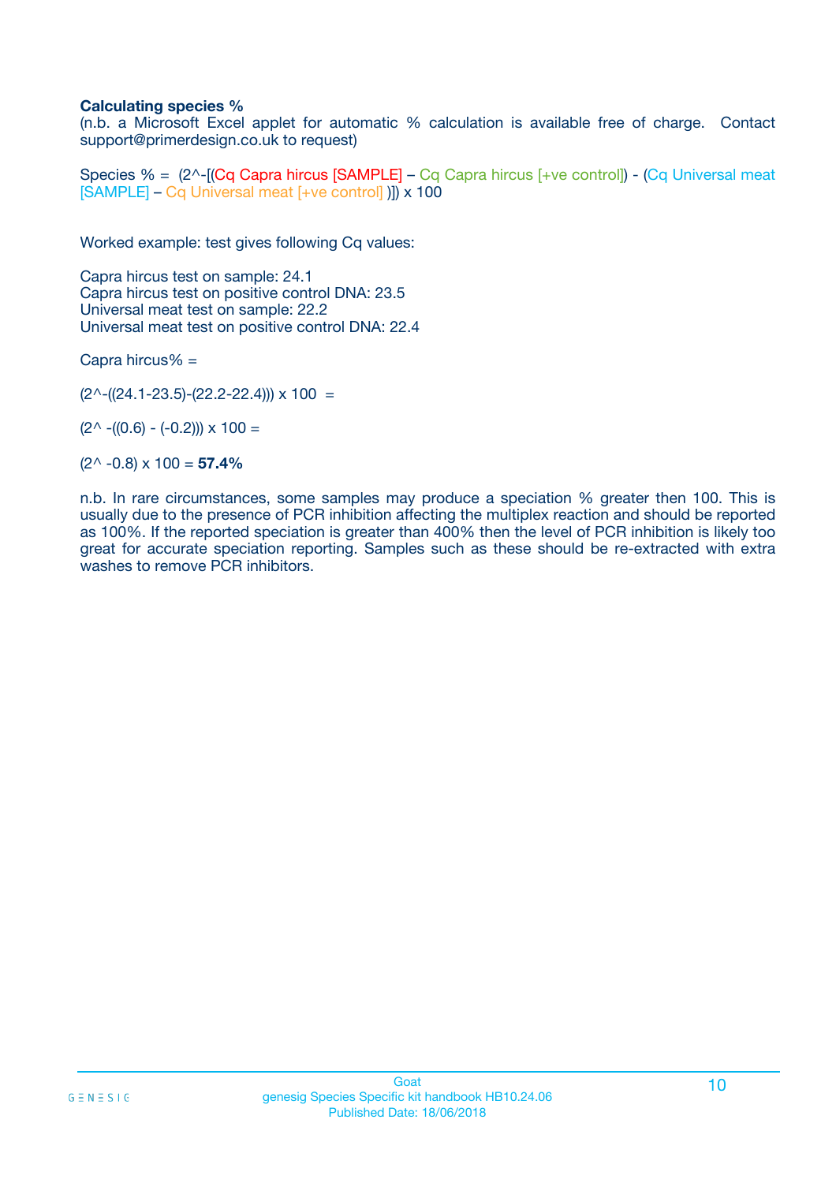**Calculating species %**

(n.b. a Microsoft Excel applet for automatic % calculation is available free of charge. Contact support@primerdesign.co.uk to request)

Species % = (2^-[(Cq Capra hircus [SAMPLE] – Cq Capra hircus [+ve control]) - (Cq Universal meat [SAMPLE] – Cq Universal meat [+ve control] )]) x 100

Worked example: test gives following Cq values:

Capra hircus test on sample: 24.1
Capra hircus test on positive control DNA: 23.5
Universal meat test on sample: 22.2
Universal meat test on positive control DNA: 22.4

Capra hircus% =

(2^-((24.1-23.5)-(22.2-22.4))) x 100 =

(2^ -((0.6) - (-0.2))) x 100 =

(2^ -0.8) x 100 = **57.4%**

n.b. In rare circumstances, some samples may produce a speciation % greater then 100. This is usually due to the presence of PCR inhibition affecting the multiplex reaction and should be reported as 100%. If the reported speciation is greater than 400% then the level of PCR inhibition is likely too great for accurate speciation reporting. Samples such as these should be re-extracted with extra washes to remove PCR inhibitors.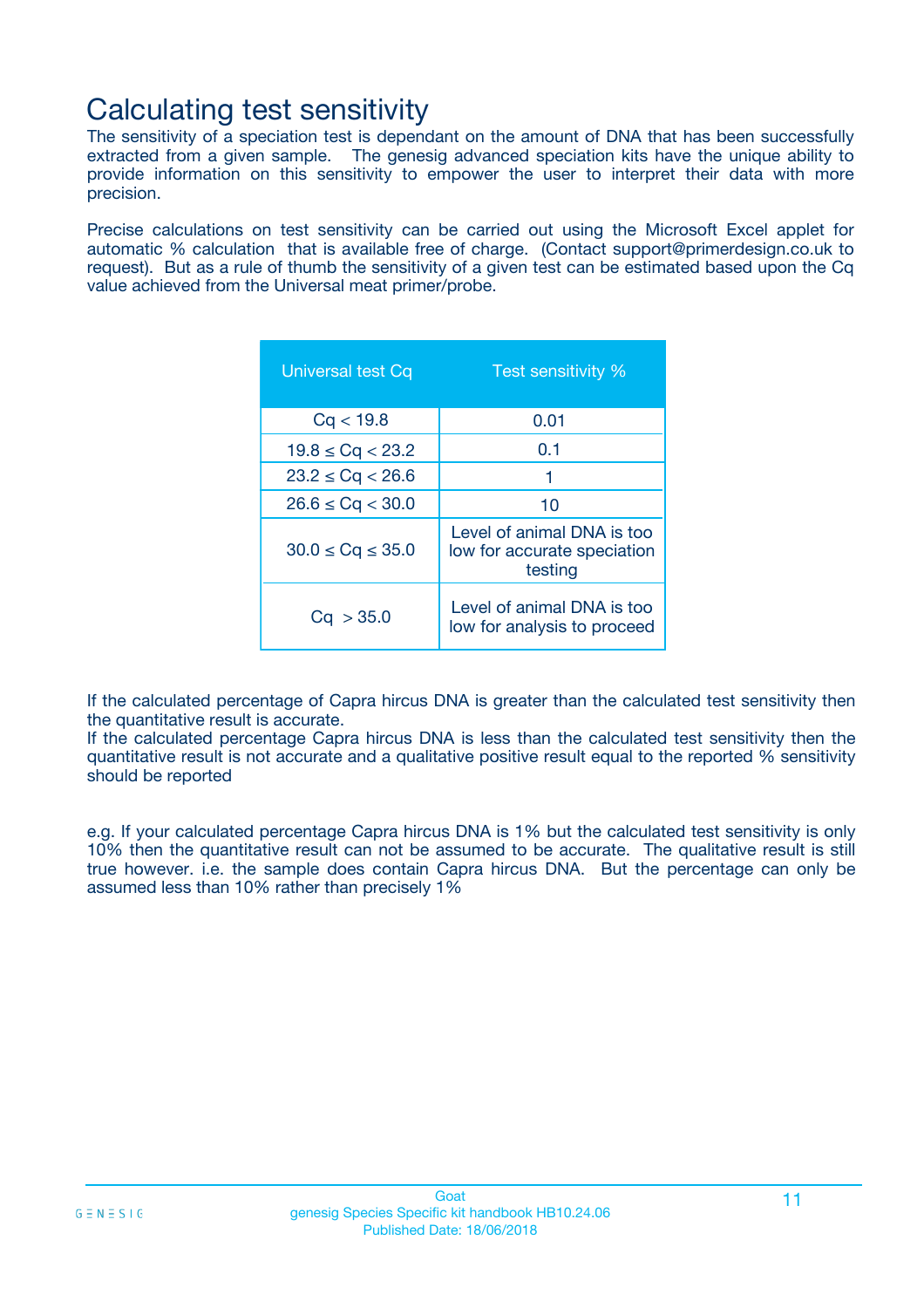# Calculating test sensitivity

The sensitivity of a speciation test is dependant on the amount of DNA that has been successfully extracted from a given sample. The genesig advanced speciation kits have the unique ability to provide information on this sensitivity to empower the user to interpret their data with more precision.

Precise calculations on test sensitivity can be carried out using the Microsoft Excel applet for automatic % calculation that is available free of charge. (Contact support@primerdesign.co.uk to request). But as a rule of thumb the sensitivity of a given test can be estimated based upon the Cq value achieved from the Universal meat primer/probe.

| Universal test Cq | Test sensitivity % |
|---|---|
| Cq < 19.8 | 0.01 |
| 19.8 ≤ Cq < 23.2 | 0.1 |
| 23.2 ≤ Cq < 26.6 | 1 |
| 26.6 ≤ Cq < 30.0 | 10 |
| 30.0 ≤ Cq ≤ 35.0 | Level of animal DNA is too low for accurate speciation testing |
| Cq > 35.0 | Level of animal DNA is too low for analysis to proceed |

If the calculated percentage of Capra hircus DNA is greater than the calculated test sensitivity then the quantitative result is accurate.
If the calculated percentage Capra hircus DNA is less than the calculated test sensitivity then the quantitative result is not accurate and a qualitative positive result equal to the reported % sensitivity should be reported

e.g. If your calculated percentage Capra hircus DNA is 1% but the calculated test sensitivity is only 10% then the quantitative result can not be assumed to be accurate. The qualitative result is still true however. i.e. the sample does contain Capra hircus DNA. But the percentage can only be assumed less than 10% rather than precisely 1%